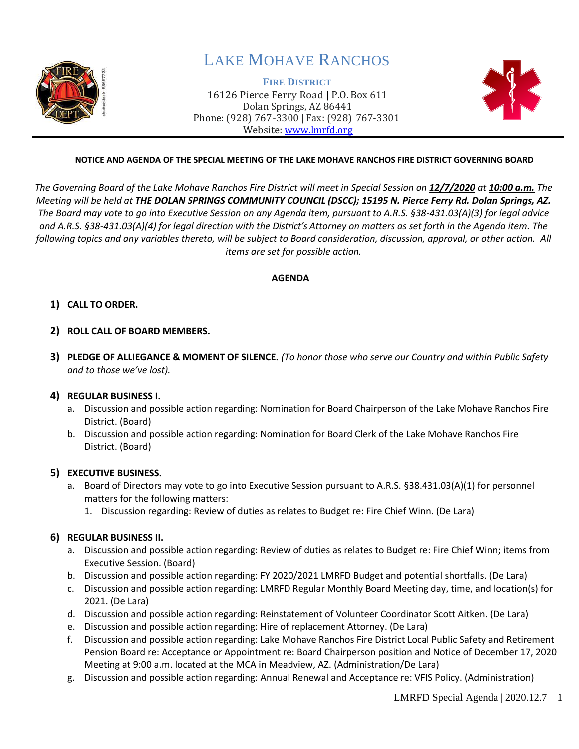# LAKE MOHAVE RANCHOS

**FIRE DISTRICT**

16126 Pierce Ferry Road | P.O. Box 611
Dolan Springs, AZ 86441
Phone: (928) 767-3300 | Fax: (928) 767-3301
Website: [www.lmrfd.org](http://www.lmrfd.org)

---

**NOTICE AND AGENDA OF THE SPECIAL MEETING OF THE LAKE MOHAVE RANCHOS FIRE DISTRICT GOVERNING BOARD**

*The Governing Board of the Lake Mohave Ranchos Fire District will meet in Special Session on **12/7/2020** at **10:00 a.m.** The Meeting will be held at **THE DOLAN SPRINGS COMMUNITY COUNCIL (DSCC); 15195 N. Pierce Ferry Rd. Dolan Springs, AZ.** The Board may vote to go into Executive Session on any Agenda item, pursuant to A.R.S. §38-431.03(A)(3) for legal advice and A.R.S. §38-431.03(A)(4) for legal direction with the District's Attorney on matters as set forth in the Agenda item. The following topics and any variables thereto, will be subject to Board consideration, discussion, approval, or other action. All items are set for possible action.*

**AGENDA**

1) **CALL TO ORDER.**

2) **ROLL CALL OF BOARD MEMBERS.**

3) **PLEDGE OF ALLIEGANCE & MOMENT OF SILENCE.** *(To honor those who serve our Country and within Public Safety and to those we've lost).*

4) **REGULAR BUSINESS I.**
   a. Discussion and possible action regarding: Nomination for Board Chairperson of the Lake Mohave Ranchos Fire District. (Board)
   b. Discussion and possible action regarding: Nomination for Board Clerk of the Lake Mohave Ranchos Fire District. (Board)

5) **EXECUTIVE BUSINESS.**
   a. Board of Directors may vote to go into Executive Session pursuant to A.R.S. §38.431.03(A)(1) for personnel matters for the following matters:
      1. Discussion regarding: Review of duties as relates to Budget re: Fire Chief Winn. (De Lara)

6) **REGULAR BUSINESS II.**
   a. Discussion and possible action regarding: Review of duties as relates to Budget re: Fire Chief Winn; items from Executive Session. (Board)
   b. Discussion and possible action regarding: FY 2020/2021 LMRFD Budget and potential shortfalls. (De Lara)
   c. Discussion and possible action regarding: LMRFD Regular Monthly Board Meeting day, time, and location(s) for 2021. (De Lara)
   d. Discussion and possible action regarding: Reinstatement of Volunteer Coordinator Scott Aitken. (De Lara)
   e. Discussion and possible action regarding: Hire of replacement Attorney. (De Lara)
   f. Discussion and possible action regarding: Lake Mohave Ranchos Fire District Local Public Safety and Retirement Pension Board re: Acceptance or Appointment re: Board Chairperson position and Notice of December 17, 2020 Meeting at 9:00 a.m. located at the MCA in Meadview, AZ. (Administration/De Lara)
   g. Discussion and possible action regarding: Annual Renewal and Acceptance re: VFIS Policy. (Administration)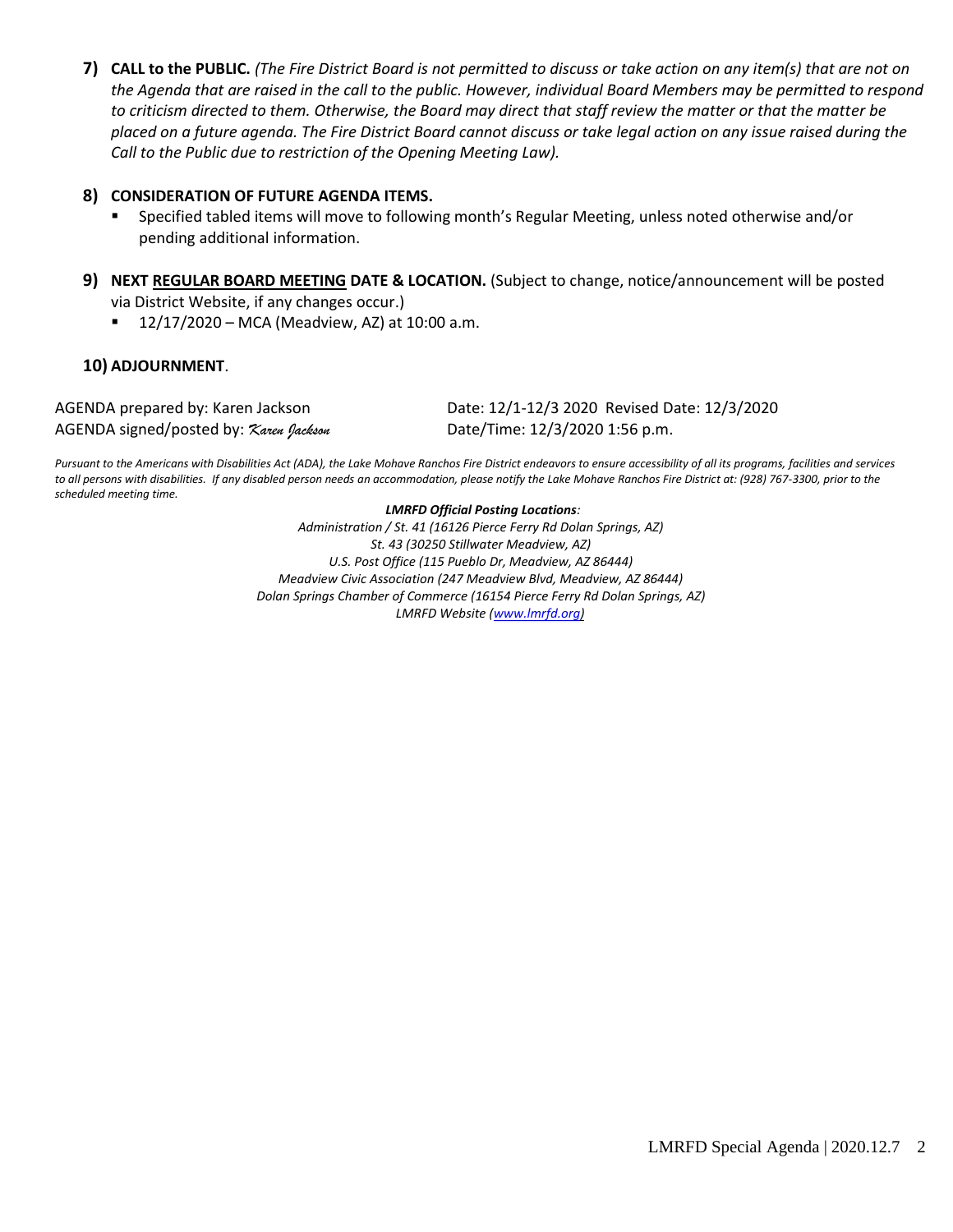**7) CALL to the PUBLIC.** *(The Fire District Board is not permitted to discuss or take action on any item(s) that are not on the Agenda that are raised in the call to the public. However, individual Board Members may be permitted to respond to criticism directed to them. Otherwise, the Board may direct that staff review the matter or that the matter be placed on a future agenda. The Fire District Board cannot discuss or take legal action on any issue raised during the Call to the Public due to restriction of the Opening Meeting Law).*

**8) CONSIDERATION OF FUTURE AGENDA ITEMS.**

- Specified tabled items will move to following month's Regular Meeting, unless noted otherwise and/or pending additional information.

**9) NEXT REGULAR BOARD MEETING DATE & LOCATION.** (Subject to change, notice/announcement will be posted via District Website, if any changes occur.)

- 12/17/2020 – MCA (Meadview, AZ) at 10:00 a.m.

**10) ADJOURNMENT**.

AGENDA prepared by: Karen Jackson — Date: 12/1-12/3 2020 Revised Date: 12/3/2020

AGENDA signed/posted by: *Karen Jackson* — Date/Time: 12/3/2020 1:56 p.m.

*Pursuant to the Americans with Disabilities Act (ADA), the Lake Mohave Ranchos Fire District endeavors to ensure accessibility of all its programs, facilities and services to all persons with disabilities. If any disabled person needs an accommodation, please notify the Lake Mohave Ranchos Fire District at: (928) 767-3300, prior to the scheduled meeting time.*

***LMRFD Official Posting Locations:***

*Administration / St. 41 (16126 Pierce Ferry Rd Dolan Springs, AZ)*
*St. 43 (30250 Stillwater Meadview, AZ)*
*U.S. Post Office (115 Pueblo Dr, Meadview, AZ 86444)*
*Meadview Civic Association (247 Meadview Blvd, Meadview, AZ 86444)*
*Dolan Springs Chamber of Commerce (16154 Pierce Ferry Rd Dolan Springs, AZ)*
*LMRFD Website (www.lmrfd.org)*